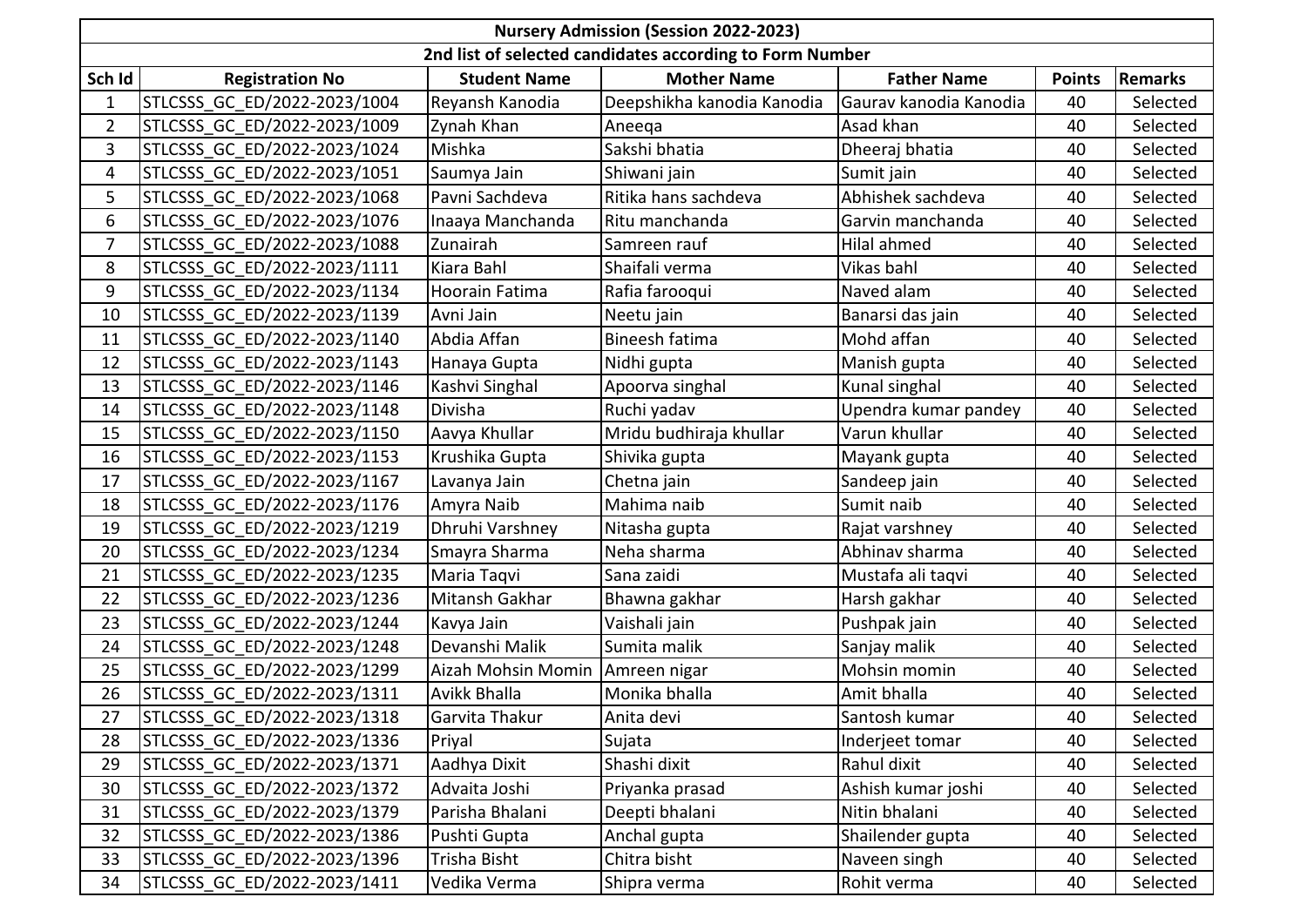| Nursery Admission (Session 2022-2023) | | | | | | |
|---|---|---|---|---|---|---|
| 2nd list of selected candidates according to Form Number | | | | | | |
| Sch Id | Registration No | Student Name | Mother Name | Father Name | Points | Remarks |
| 1 | STLCSSS_GC_ED/2022-2023/1004 | Reyansh Kanodia | Deepshikha kanodia Kanodia | Gaurav kanodia Kanodia | 40 | Selected |
| 2 | STLCSSS_GC_ED/2022-2023/1009 | Zynah Khan | Aneeqa | Asad khan | 40 | Selected |
| 3 | STLCSSS_GC_ED/2022-2023/1024 | Mishka | Sakshi bhatia | Dheeraj bhatia | 40 | Selected |
| 4 | STLCSSS_GC_ED/2022-2023/1051 | Saumya Jain | Shiwani jain | Sumit jain | 40 | Selected |
| 5 | STLCSSS_GC_ED/2022-2023/1068 | Pavni Sachdeva | Ritika hans sachdeva | Abhishek sachdeva | 40 | Selected |
| 6 | STLCSSS_GC_ED/2022-2023/1076 | Inaaya Manchanda | Ritu manchanda | Garvin manchanda | 40 | Selected |
| 7 | STLCSSS_GC_ED/2022-2023/1088 | Zunairah | Samreen rauf | Hilal ahmed | 40 | Selected |
| 8 | STLCSSS_GC_ED/2022-2023/1111 | Kiara Bahl | Shaifali verma | Vikas bahl | 40 | Selected |
| 9 | STLCSSS_GC_ED/2022-2023/1134 | Hoorain Fatima | Rafia farooqui | Naved alam | 40 | Selected |
| 10 | STLCSSS_GC_ED/2022-2023/1139 | Avni Jain | Neetu jain | Banarsi das jain | 40 | Selected |
| 11 | STLCSSS_GC_ED/2022-2023/1140 | Abdia Affan | Bineesh fatima | Mohd affan | 40 | Selected |
| 12 | STLCSSS_GC_ED/2022-2023/1143 | Hanaya Gupta | Nidhi gupta | Manish gupta | 40 | Selected |
| 13 | STLCSSS_GC_ED/2022-2023/1146 | Kashvi Singhal | Apoorva singhal | Kunal singhal | 40 | Selected |
| 14 | STLCSSS_GC_ED/2022-2023/1148 | Divisha | Ruchi yadav | Upendra kumar pandey | 40 | Selected |
| 15 | STLCSSS_GC_ED/2022-2023/1150 | Aavya Khullar | Mridu budhiraja khullar | Varun khullar | 40 | Selected |
| 16 | STLCSSS_GC_ED/2022-2023/1153 | Krushika Gupta | Shivika gupta | Mayank gupta | 40 | Selected |
| 17 | STLCSSS_GC_ED/2022-2023/1167 | Lavanya Jain | Chetna jain | Sandeep jain | 40 | Selected |
| 18 | STLCSSS_GC_ED/2022-2023/1176 | Amyra Naib | Mahima naib | Sumit naib | 40 | Selected |
| 19 | STLCSSS_GC_ED/2022-2023/1219 | Dhruhi Varshney | Nitasha gupta | Rajat varshney | 40 | Selected |
| 20 | STLCSSS_GC_ED/2022-2023/1234 | Smayra Sharma | Neha sharma | Abhinav sharma | 40 | Selected |
| 21 | STLCSSS_GC_ED/2022-2023/1235 | Maria Taqvi | Sana zaidi | Mustafa ali taqvi | 40 | Selected |
| 22 | STLCSSS_GC_ED/2022-2023/1236 | Mitansh Gakhar | Bhawna gakhar | Harsh gakhar | 40 | Selected |
| 23 | STLCSSS_GC_ED/2022-2023/1244 | Kavya Jain | Vaishali jain | Pushpak jain | 40 | Selected |
| 24 | STLCSSS_GC_ED/2022-2023/1248 | Devanshi Malik | Sumita malik | Sanjay malik | 40 | Selected |
| 25 | STLCSSS_GC_ED/2022-2023/1299 | Aizah Mohsin Momin | Amreen nigar | Mohsin momin | 40 | Selected |
| 26 | STLCSSS_GC_ED/2022-2023/1311 | Avikk Bhalla | Monika bhalla | Amit bhalla | 40 | Selected |
| 27 | STLCSSS_GC_ED/2022-2023/1318 | Garvita Thakur | Anita devi | Santosh kumar | 40 | Selected |
| 28 | STLCSSS_GC_ED/2022-2023/1336 | Priyal | Sujata | Inderjeet tomar | 40 | Selected |
| 29 | STLCSSS_GC_ED/2022-2023/1371 | Aadhya Dixit | Shashi dixit | Rahul dixit | 40 | Selected |
| 30 | STLCSSS_GC_ED/2022-2023/1372 | Advaita Joshi | Priyanka prasad | Ashish kumar joshi | 40 | Selected |
| 31 | STLCSSS_GC_ED/2022-2023/1379 | Parisha Bhalani | Deepti bhalani | Nitin bhalani | 40 | Selected |
| 32 | STLCSSS_GC_ED/2022-2023/1386 | Pushti Gupta | Anchal gupta | Shailender gupta | 40 | Selected |
| 33 | STLCSSS_GC_ED/2022-2023/1396 | Trisha Bisht | Chitra bisht | Naveen singh | 40 | Selected |
| 34 | STLCSSS_GC_ED/2022-2023/1411 | Vedika Verma | Shipra verma | Rohit verma | 40 | Selected |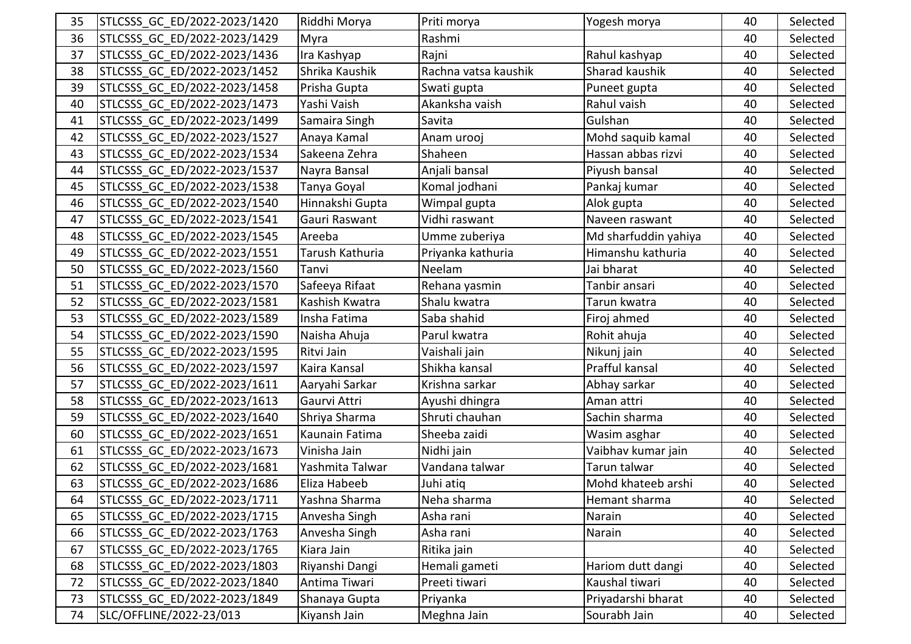| | | | | | | |
|---|---|---|---|---|---|---|
| 35 | STLCSSS_GC_ED/2022-2023/1420 | Riddhi Morya | Priti morya | Yogesh morya | 40 | Selected |
| 36 | STLCSSS_GC_ED/2022-2023/1429 | Myra | Rashmi | | 40 | Selected |
| 37 | STLCSSS_GC_ED/2022-2023/1436 | Ira Kashyap | Rajni | Rahul kashyap | 40 | Selected |
| 38 | STLCSSS_GC_ED/2022-2023/1452 | Shrika Kaushik | Rachna vatsa kaushik | Sharad kaushik | 40 | Selected |
| 39 | STLCSSS_GC_ED/2022-2023/1458 | Prisha Gupta | Swati gupta | Puneet gupta | 40 | Selected |
| 40 | STLCSSS_GC_ED/2022-2023/1473 | Yashi Vaish | Akanksha vaish | Rahul vaish | 40 | Selected |
| 41 | STLCSSS_GC_ED/2022-2023/1499 | Samaira Singh | Savita | Gulshan | 40 | Selected |
| 42 | STLCSSS_GC_ED/2022-2023/1527 | Anaya Kamal | Anam urooj | Mohd saquib kamal | 40 | Selected |
| 43 | STLCSSS_GC_ED/2022-2023/1534 | Sakeena Zehra | Shaheen | Hassan abbas rizvi | 40 | Selected |
| 44 | STLCSSS_GC_ED/2022-2023/1537 | Nayra Bansal | Anjali bansal | Piyush bansal | 40 | Selected |
| 45 | STLCSSS_GC_ED/2022-2023/1538 | Tanya Goyal | Komal jodhani | Pankaj kumar | 40 | Selected |
| 46 | STLCSSS_GC_ED/2022-2023/1540 | Hinnakshi Gupta | Wimpal gupta | Alok gupta | 40 | Selected |
| 47 | STLCSSS_GC_ED/2022-2023/1541 | Gauri Raswant | Vidhi raswant | Naveen raswant | 40 | Selected |
| 48 | STLCSSS_GC_ED/2022-2023/1545 | Areeba | Umme zuberiya | Md sharfuddin yahiya | 40 | Selected |
| 49 | STLCSSS_GC_ED/2022-2023/1551 | Tarush Kathuria | Priyanka kathuria | Himanshu kathuria | 40 | Selected |
| 50 | STLCSSS_GC_ED/2022-2023/1560 | Tanvi | Neelam | Jai bharat | 40 | Selected |
| 51 | STLCSSS_GC_ED/2022-2023/1570 | Safeeya Rifaat | Rehana yasmin | Tanbir ansari | 40 | Selected |
| 52 | STLCSSS_GC_ED/2022-2023/1581 | Kashish Kwatra | Shalu kwatra | Tarun kwatra | 40 | Selected |
| 53 | STLCSSS_GC_ED/2022-2023/1589 | Insha Fatima | Saba shahid | Firoj ahmed | 40 | Selected |
| 54 | STLCSSS_GC_ED/2022-2023/1590 | Naisha Ahuja | Parul kwatra | Rohit ahuja | 40 | Selected |
| 55 | STLCSSS_GC_ED/2022-2023/1595 | Ritvi Jain | Vaishali jain | Nikunj jain | 40 | Selected |
| 56 | STLCSSS_GC_ED/2022-2023/1597 | Kaira Kansal | Shikha kansal | Prafful kansal | 40 | Selected |
| 57 | STLCSSS_GC_ED/2022-2023/1611 | Aaryahi Sarkar | Krishna sarkar | Abhay sarkar | 40 | Selected |
| 58 | STLCSSS_GC_ED/2022-2023/1613 | Gaurvi Attri | Ayushi dhingra | Aman attri | 40 | Selected |
| 59 | STLCSSS_GC_ED/2022-2023/1640 | Shriya Sharma | Shruti chauhan | Sachin sharma | 40 | Selected |
| 60 | STLCSSS_GC_ED/2022-2023/1651 | Kaunain Fatima | Sheeba zaidi | Wasim asghar | 40 | Selected |
| 61 | STLCSSS_GC_ED/2022-2023/1673 | Vinisha Jain | Nidhi jain | Vaibhav kumar jain | 40 | Selected |
| 62 | STLCSSS_GC_ED/2022-2023/1681 | Yashmita Talwar | Vandana talwar | Tarun talwar | 40 | Selected |
| 63 | STLCSSS_GC_ED/2022-2023/1686 | Eliza Habeeb | Juhi atiq | Mohd khateeb arshi | 40 | Selected |
| 64 | STLCSSS_GC_ED/2022-2023/1711 | Yashna Sharma | Neha sharma | Hemant sharma | 40 | Selected |
| 65 | STLCSSS_GC_ED/2022-2023/1715 | Anvesha Singh | Asha rani | Narain | 40 | Selected |
| 66 | STLCSSS_GC_ED/2022-2023/1763 | Anvesha Singh | Asha rani | Narain | 40 | Selected |
| 67 | STLCSSS_GC_ED/2022-2023/1765 | Kiara Jain | Ritika jain | | 40 | Selected |
| 68 | STLCSSS_GC_ED/2022-2023/1803 | Riyanshi Dangi | Hemali gameti | Hariom dutt dangi | 40 | Selected |
| 72 | STLCSSS_GC_ED/2022-2023/1840 | Antima Tiwari | Preeti tiwari | Kaushal tiwari | 40 | Selected |
| 73 | STLCSSS_GC_ED/2022-2023/1849 | Shanaya Gupta | Priyanka | Priyadarshi bharat | 40 | Selected |
| 74 | SLC/OFFLINE/2022-23/013 | Kiyansh Jain | Meghna Jain | Sourabh Jain | 40 | Selected |